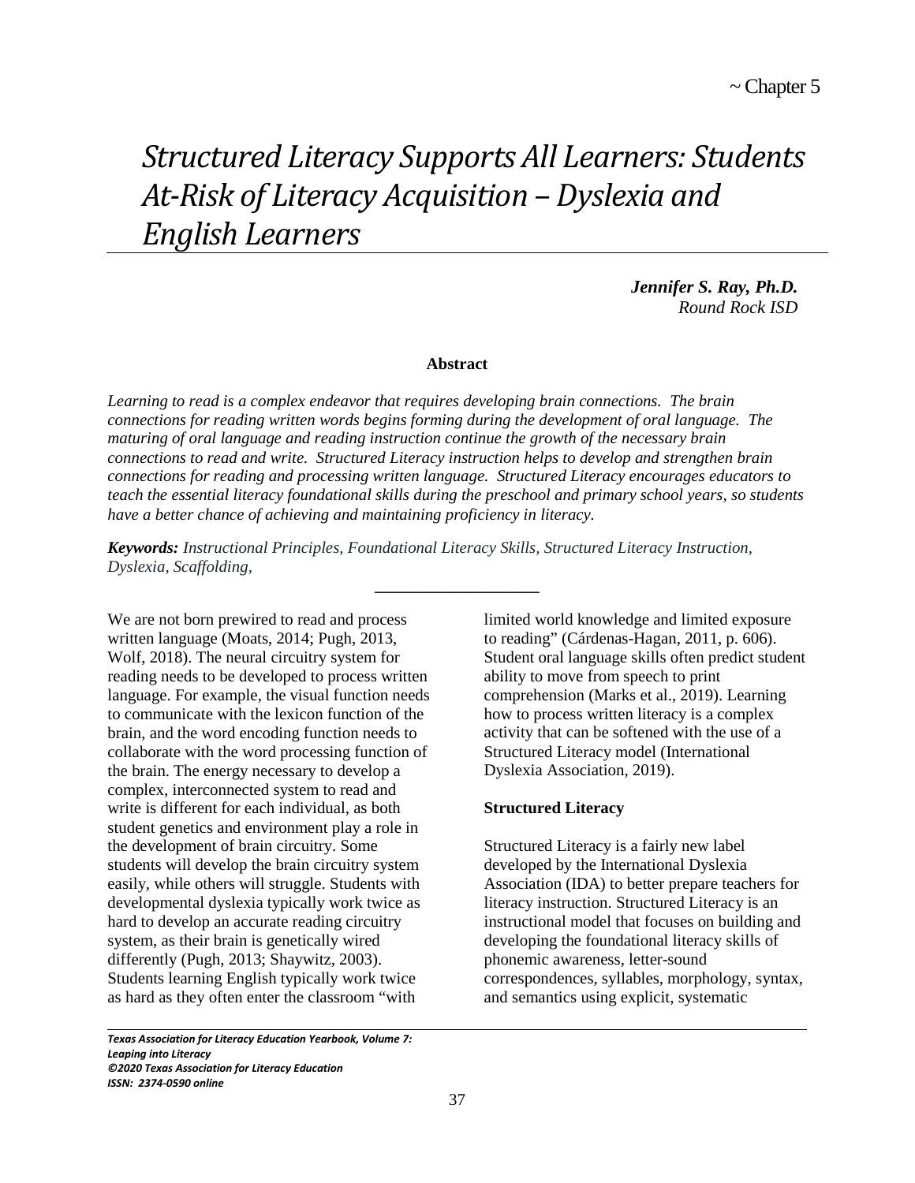~ Chapter 5

# *Structured Literacy Supports All Learners: Students At-Risk of Literacy Acquisition – Dyslexia and English Learners*

***Jennifer S. Ray, Ph.D.***
*Round Rock ISD*

**Abstract**

*Learning to read is a complex endeavor that requires developing brain connections. The brain connections for reading written words begins forming during the development of oral language. The maturing of oral language and reading instruction continue the growth of the necessary brain connections to read and write. Structured Literacy instruction helps to develop and strengthen brain connections for reading and processing written language. Structured Literacy encourages educators to teach the essential literacy foundational skills during the preschool and primary school years, so students have a better chance of achieving and maintaining proficiency in literacy.*

***Keywords:*** *Instructional Principles, Foundational Literacy Skills, Structured Literacy Instruction, Dysplexia, Scaffolding,*

---

We are not born prewired to read and process written language (Moats, 2014; Pugh, 2013, Wolf, 2018). The neural circuitry system for reading needs to be developed to process written language. For example, the visual function needs to communicate with the lexicon function of the brain, and the word encoding function needs to collaborate with the word processing function of the brain. The energy necessary to develop a complex, interconnected system to read and write is different for each individual, as both student genetics and environment play a role in the development of brain circuitry. Some students will develop the brain circuitry system easily, while others will struggle. Students with developmental dyslexia typically work twice as hard to develop an accurate reading circuitry system, as their brain is genetically wired differently (Pugh, 2013; Shaywitz, 2003). Students learning English typically work twice as hard as they often enter the classroom "with limited world knowledge and limited exposure to reading" (Cárdenas-Hagan, 2011, p. 606). Student oral language skills often predict student ability to move from speech to print comprehension (Marks et al., 2019). Learning how to process written literacy is a complex activity that can be softened with the use of a Structured Literacy model (International Dyslexia Association, 2019).

## Structured Literacy

Structured Literacy is a fairly new label developed by the International Dyslexia Association (IDA) to better prepare teachers for literacy instruction. Structured Literacy is an instructional model that focuses on building and developing the foundational literacy skills of phonemic awareness, letter-sound correspondences, syllables, morphology, syntax, and semantics using explicit, systematic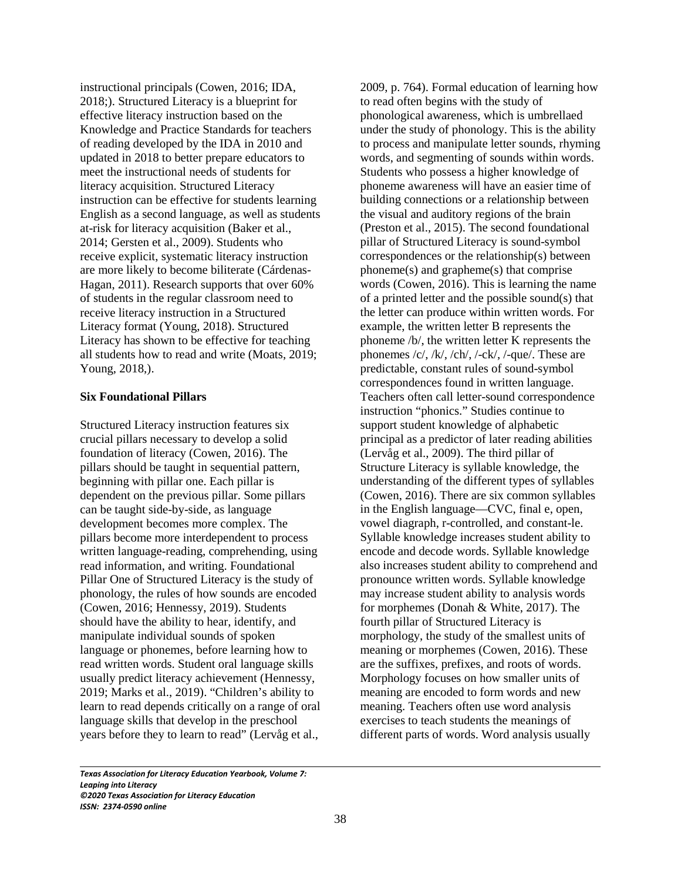instructional principals (Cowen, 2016; IDA, 2018;). Structured Literacy is a blueprint for effective literacy instruction based on the Knowledge and Practice Standards for teachers of reading developed by the IDA in 2010 and updated in 2018 to better prepare educators to meet the instructional needs of students for literacy acquisition. Structured Literacy instruction can be effective for students learning English as a second language, as well as students at-risk for literacy acquisition (Baker et al., 2014; Gersten et al., 2009). Students who receive explicit, systematic literacy instruction are more likely to become biliterate (Cárdenas-Hagan, 2011). Research supports that over 60% of students in the regular classroom need to receive literacy instruction in a Structured Literacy format (Young, 2018). Structured Literacy has shown to be effective for teaching all students how to read and write (Moats, 2019; Young, 2018,).

**Six Foundational Pillars**

Structured Literacy instruction features six crucial pillars necessary to develop a solid foundation of literacy (Cowen, 2016). The pillars should be taught in sequential pattern, beginning with pillar one. Each pillar is dependent on the previous pillar. Some pillars can be taught side-by-side, as language development becomes more complex. The pillars become more interdependent to process written language-reading, comprehending, using read information, and writing. Foundational Pillar One of Structured Literacy is the study of phonology, the rules of how sounds are encoded (Cowen, 2016; Hennessy, 2019). Students should have the ability to hear, identify, and manipulate individual sounds of spoken language or phonemes, before learning how to read written words. Student oral language skills usually predict literacy achievement (Hennessy, 2019; Marks et al., 2019). "Children's ability to learn to read depends critically on a range of oral language skills that develop in the preschool years before they to learn to read" (Lervåg et al., 2009, p. 764). Formal education of learning how to read often begins with the study of phonological awareness, which is umbrellaed under the study of phonology. This is the ability to process and manipulate letter sounds, rhyming words, and segmenting of sounds within words. Students who possess a higher knowledge of phoneme awareness will have an easier time of building connections or a relationship between the visual and auditory regions of the brain (Preston et al., 2015). The second foundational pillar of Structured Literacy is sound-symbol correspondences or the relationship(s) between phoneme(s) and grapheme(s) that comprise words (Cowen, 2016). This is learning the name of a printed letter and the possible sound(s) that the letter can produce within written words. For example, the written letter B represents the phoneme /b/, the written letter K represents the phonemes /c/, /k/, /ch/, /-ck/, /-que/. These are predictable, constant rules of sound-symbol correspondences found in written language. Teachers often call letter-sound correspondence instruction "phonics." Studies continue to support student knowledge of alphabetic principal as a predictor of later reading abilities (Lervåg et al., 2009). The third pillar of Structure Literacy is syllable knowledge, the understanding of the different types of syllables (Cowen, 2016). There are six common syllables in the English language—CVC, final e, open, vowel diagraph, r-controlled, and constant-le. Syllable knowledge increases student ability to encode and decode words. Syllable knowledge also increases student ability to comprehend and pronounce written words. Syllable knowledge may increase student ability to analysis words for morphemes (Donah & White, 2017). The fourth pillar of Structured Literacy is morphology, the study of the smallest units of meaning or morphemes (Cowen, 2016). These are the suffixes, prefixes, and roots of words. Morphology focuses on how smaller units of meaning are encoded to form words and new meaning. Teachers often use word analysis exercises to teach students the meanings of different parts of words. Word analysis usually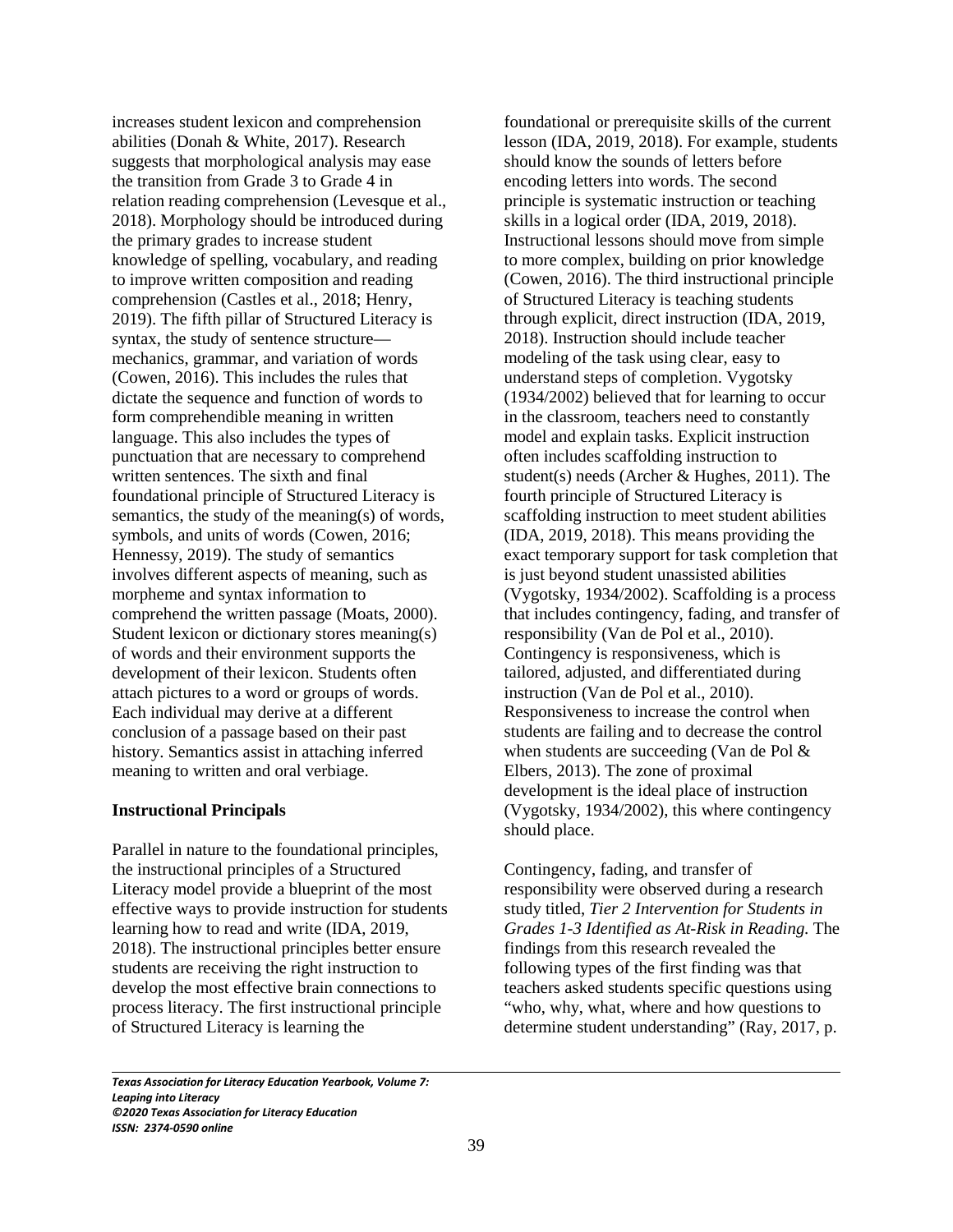increases student lexicon and comprehension abilities (Donah & White, 2017). Research suggests that morphological analysis may ease the transition from Grade 3 to Grade 4 in relation reading comprehension (Levesque et al., 2018). Morphology should be introduced during the primary grades to increase student knowledge of spelling, vocabulary, and reading to improve written composition and reading comprehension (Castles et al., 2018; Henry, 2019). The fifth pillar of Structured Literacy is syntax, the study of sentence structure—mechanics, grammar, and variation of words (Cowen, 2016). This includes the rules that dictate the sequence and function of words to form comprehendible meaning in written language. This also includes the types of punctuation that are necessary to comprehend written sentences. The sixth and final foundational principle of Structured Literacy is semantics, the study of the meaning(s) of words, symbols, and units of words (Cowen, 2016; Hennessy, 2019). The study of semantics involves different aspects of meaning, such as morpheme and syntax information to comprehend the written passage (Moats, 2000). Student lexicon or dictionary stores meaning(s) of words and their environment supports the development of their lexicon. Students often attach pictures to a word or groups of words. Each individual may derive at a different conclusion of a passage based on their past history. Semantics assist in attaching inferred meaning to written and oral verbiage.

**Instructional Principals**

Parallel in nature to the foundational principles, the instructional principles of a Structured Literacy model provide a blueprint of the most effective ways to provide instruction for students learning how to read and write (IDA, 2019, 2018). The instructional principles better ensure students are receiving the right instruction to develop the most effective brain connections to process literacy. The first instructional principle of Structured Literacy is learning the foundational or prerequisite skills of the current lesson (IDA, 2019, 2018). For example, students should know the sounds of letters before encoding letters into words. The second principle is systematic instruction or teaching skills in a logical order (IDA, 2019, 2018). Instructional lessons should move from simple to more complex, building on prior knowledge (Cowen, 2016). The third instructional principle of Structured Literacy is teaching students through explicit, direct instruction (IDA, 2019, 2018). Instruction should include teacher modeling of the task using clear, easy to understand steps of completion. Vygotsky (1934/2002) believed that for learning to occur in the classroom, teachers need to constantly model and explain tasks. Explicit instruction often includes scaffolding instruction to student(s) needs (Archer & Hughes, 2011). The fourth principle of Structured Literacy is scaffolding instruction to meet student abilities (IDA, 2019, 2018). This means providing the exact temporary support for task completion that is just beyond student unassisted abilities (Vygotsky, 1934/2002). Scaffolding is a process that includes contingency, fading, and transfer of responsibility (Van de Pol et al., 2010). Contingency is responsiveness, which is tailored, adjusted, and differentiated during instruction (Van de Pol et al., 2010). Responsiveness to increase the control when students are failing and to decrease the control when students are succeeding (Van de Pol & Elbers, 2013). The zone of proximal development is the ideal place of instruction (Vygotsky, 1934/2002), this where contingency should place.

Contingency, fading, and transfer of responsibility were observed during a research study titled, *Tier 2 Intervention for Students in Grades 1-3 Identified as At-Risk in Reading.* The findings from this research revealed the following types of the first finding was that teachers asked students specific questions using "who, why, what, where and how questions to determine student understanding" (Ray, 2017, p.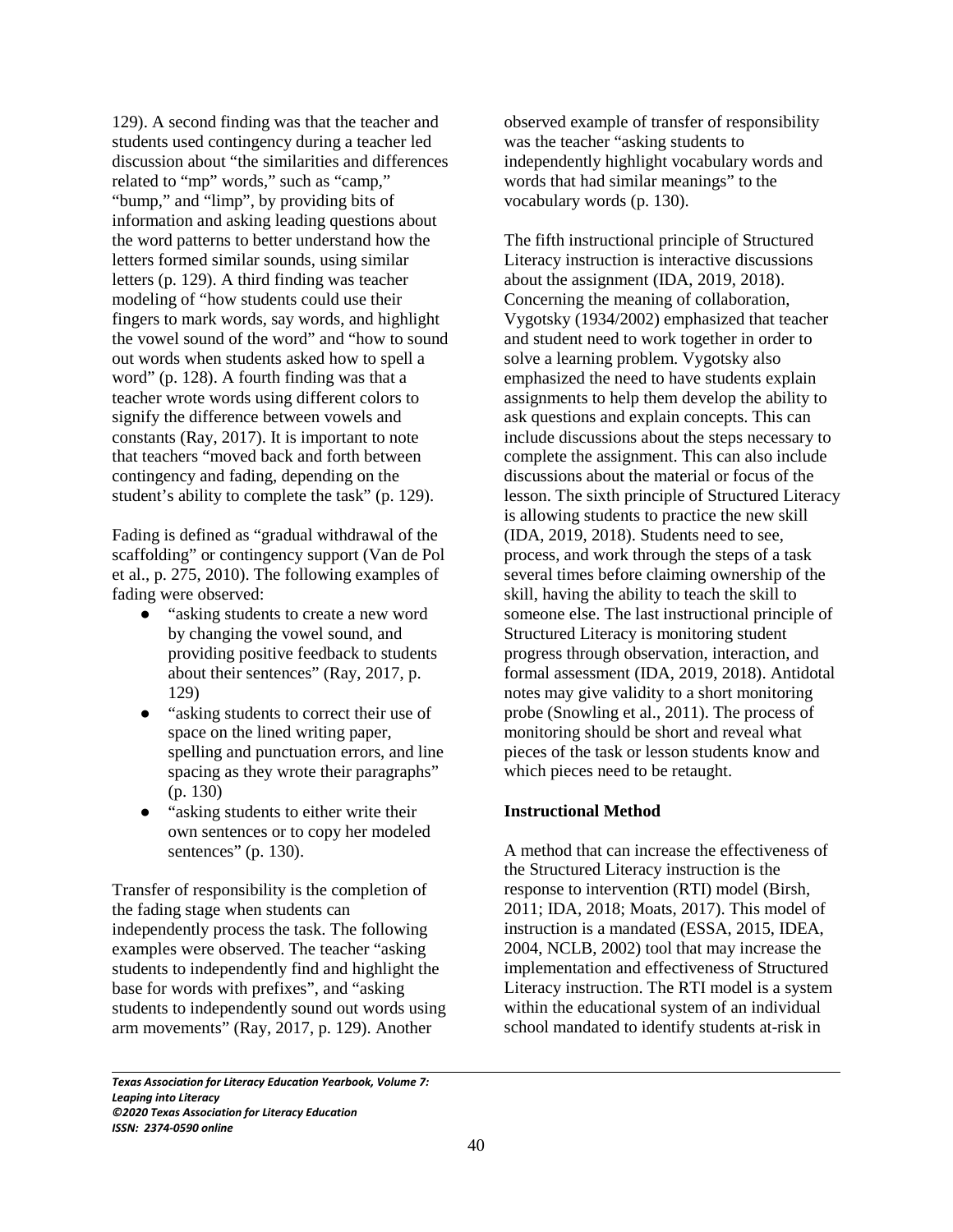129). A second finding was that the teacher and students used contingency during a teacher led discussion about "the similarities and differences related to "mp" words," such as "camp," "bump," and "limp", by providing bits of information and asking leading questions about the word patterns to better understand how the letters formed similar sounds, using similar letters (p. 129). A third finding was teacher modeling of "how students could use their fingers to mark words, say words, and highlight the vowel sound of the word" and "how to sound out words when students asked how to spell a word" (p. 128). A fourth finding was that a teacher wrote words using different colors to signify the difference between vowels and constants (Ray, 2017). It is important to note that teachers "moved back and forth between contingency and fading, depending on the student's ability to complete the task" (p. 129).

Fading is defined as "gradual withdrawal of the scaffolding" or contingency support (Van de Pol et al., p. 275, 2010). The following examples of fading were observed:

- "asking students to create a new word by changing the vowel sound, and providing positive feedback to students about their sentences" (Ray, 2017, p. 129)
- "asking students to correct their use of space on the lined writing paper, spelling and punctuation errors, and line spacing as they wrote their paragraphs" (p. 130)
- "asking students to either write their own sentences or to copy her modeled sentences" (p. 130).

Transfer of responsibility is the completion of the fading stage when students can independently process the task. The following examples were observed. The teacher "asking students to independently find and highlight the base for words with prefixes", and "asking students to independently sound out words using arm movements" (Ray, 2017, p. 129). Another observed example of transfer of responsibility was the teacher "asking students to independently highlight vocabulary words and words that had similar meanings" to the vocabulary words (p. 130).

The fifth instructional principle of Structured Literacy instruction is interactive discussions about the assignment (IDA, 2019, 2018). Concerning the meaning of collaboration, Vygotsky (1934/2002) emphasized that teacher and student need to work together in order to solve a learning problem. Vygotsky also emphasized the need to have students explain assignments to help them develop the ability to ask questions and explain concepts. This can include discussions about the steps necessary to complete the assignment. This can also include discussions about the material or focus of the lesson. The sixth principle of Structured Literacy is allowing students to practice the new skill (IDA, 2019, 2018). Students need to see, process, and work through the steps of a task several times before claiming ownership of the skill, having the ability to teach the skill to someone else. The last instructional principle of Structured Literacy is monitoring student progress through observation, interaction, and formal assessment (IDA, 2019, 2018). Antidotal notes may give validity to a short monitoring probe (Snowling et al., 2011). The process of monitoring should be short and reveal what pieces of the task or lesson students know and which pieces need to be retaught.

**Instructional Method**

A method that can increase the effectiveness of the Structured Literacy instruction is the response to intervention (RTI) model (Birsh, 2011; IDA, 2018; Moats, 2017). This model of instruction is a mandated (ESSA, 2015, IDEA, 2004, NCLB, 2002) tool that may increase the implementation and effectiveness of Structured Literacy instruction. The RTI model is a system within the educational system of an individual school mandated to identify students at-risk in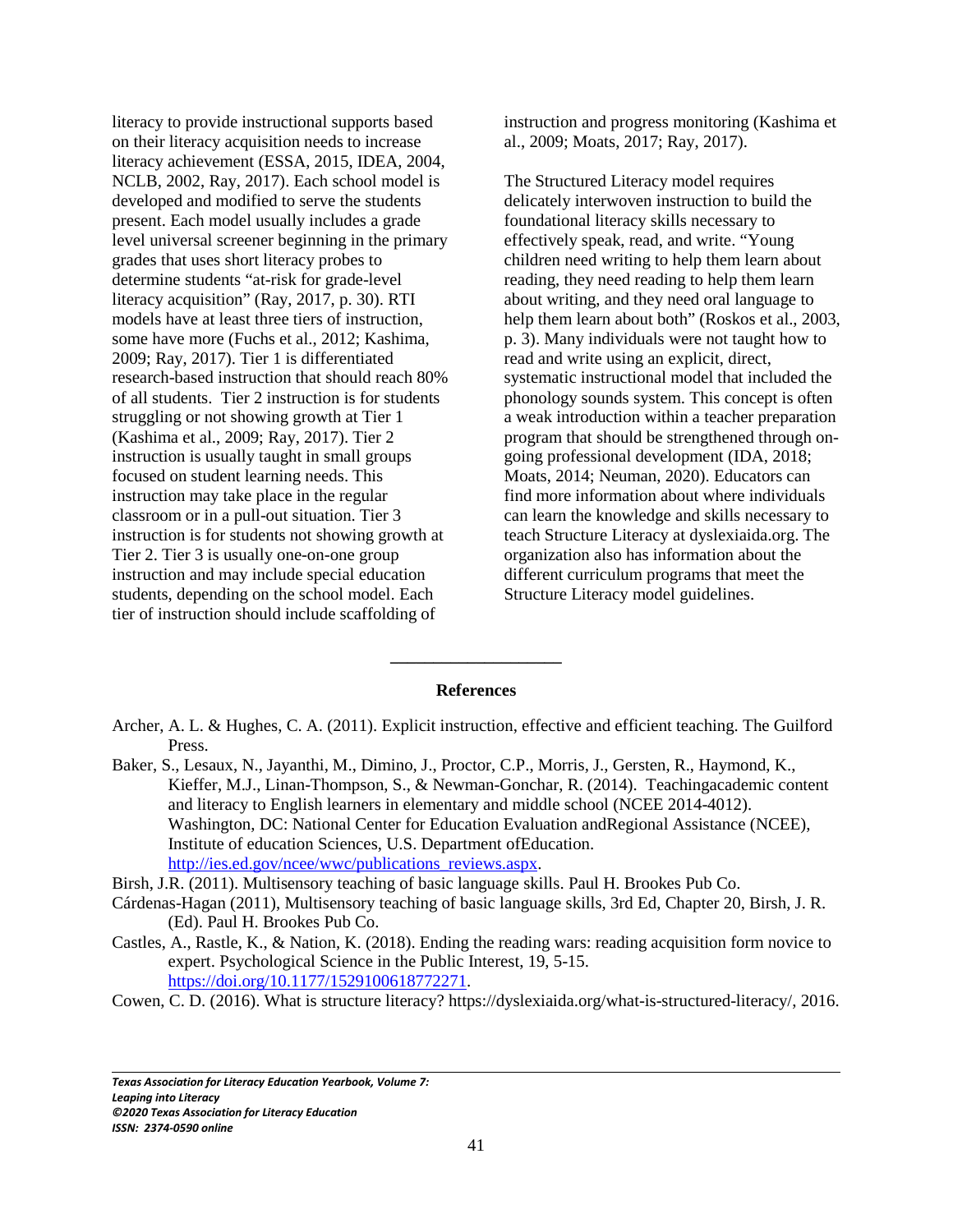literacy to provide instructional supports based on their literacy acquisition needs to increase literacy achievement (ESSA, 2015, IDEA, 2004, NCLB, 2002, Ray, 2017). Each school model is developed and modified to serve the students present. Each model usually includes a grade level universal screener beginning in the primary grades that uses short literacy probes to determine students "at-risk for grade-level literacy acquisition" (Ray, 2017, p. 30). RTI models have at least three tiers of instruction, some have more (Fuchs et al., 2012; Kashima, 2009; Ray, 2017). Tier 1 is differentiated research-based instruction that should reach 80% of all students. Tier 2 instruction is for students struggling or not showing growth at Tier 1 (Kashima et al., 2009; Ray, 2017). Tier 2 instruction is usually taught in small groups focused on student learning needs. This instruction may take place in the regular classroom or in a pull-out situation. Tier 3 instruction is for students not showing growth at Tier 2. Tier 3 is usually one-on-one group instruction and may include special education students, depending on the school model. Each tier of instruction should include scaffolding of instruction and progress monitoring (Kashima et al., 2009; Moats, 2017; Ray, 2017).

The Structured Literacy model requires delicately interwoven instruction to build the foundational literacy skills necessary to effectively speak, read, and write. "Young children need writing to help them learn about reading, they need reading to help them learn about writing, and they need oral language to help them learn about both" (Roskos et al., 2003, p. 3). Many individuals were not taught how to read and write using an explicit, direct, systematic instructional model that included the phonology sounds system. This concept is often a weak introduction within a teacher preparation program that should be strengthened through on-going professional development (IDA, 2018; Moats, 2014; Neuman, 2020). Educators can find more information about where individuals can learn the knowledge and skills necessary to teach Structure Literacy at dyslexiaida.org. The organization also has information about the different curriculum programs that meet the Structure Literacy model guidelines.

---

## References

Archer, A. L. & Hughes, C. A. (2011). Explicit instruction, effective and efficient teaching. The Guilford Press.

Baker, S., Lesaux, N., Jayanthi, M., Dimino, J., Proctor, C.P., Morris, J., Gersten, R., Haymond, K., Kieffer, M.J., Linan-Thompson, S., & Newman-Gonchar, R. (2014). Teachingacademic content and literacy to English learners in elementary and middle school (NCEE 2014-4012). Washington, DC: National Center for Education Evaluation andRegional Assistance (NCEE), Institute of education Sciences, U.S. Department ofEducation. http://ies.ed.gov/ncee/wwc/publications_reviews.aspx.

Birsh, J.R. (2011). Multisensory teaching of basic language skills. Paul H. Brookes Pub Co.

Cárdenas-Hagan (2011), Multisensory teaching of basic language skills, 3rd Ed, Chapter 20, Birsh, J. R. (Ed). Paul H. Brookes Pub Co.

Castles, A., Rastle, K., & Nation, K. (2018). Ending the reading wars: reading acquisition form novice to expert. Psychological Science in the Public Interest, 19, 5-15. https://doi.org/10.1177/1529100618772271.

Cowen, C. D. (2016). What is structure literacy? https://dyslexiaida.org/what-is-structured-literacy/, 2016.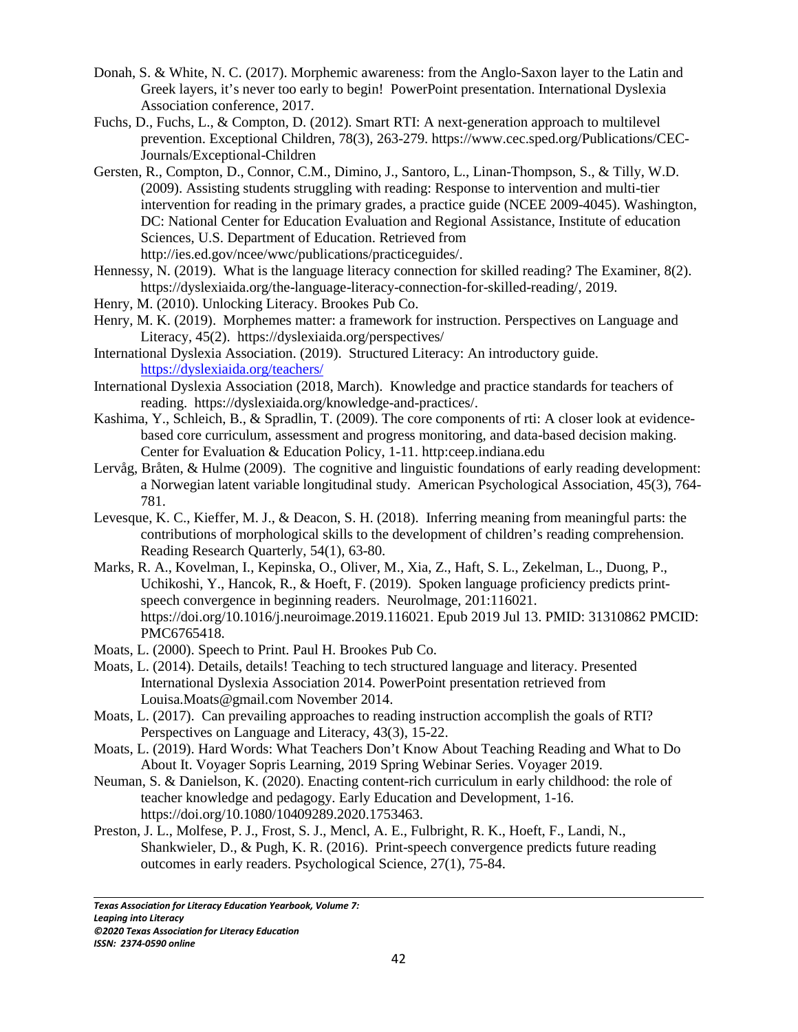Donah, S. & White, N. C. (2017). Morphemic awareness: from the Anglo-Saxon layer to the Latin and Greek layers, it's never too early to begin! PowerPoint presentation. International Dyslexia Association conference, 2017.

Fuchs, D., Fuchs, L., & Compton, D. (2012). Smart RTI: A next-generation approach to multilevel prevention. Exceptional Children, 78(3), 263-279. https://www.cec.sped.org/Publications/CEC-Journals/Exceptional-Children

Gersten, R., Compton, D., Connor, C.M., Dimino, J., Santoro, L., Linan-Thompson, S., & Tilly, W.D. (2009). Assisting students struggling with reading: Response to intervention and multi-tier intervention for reading in the primary grades, a practice guide (NCEE 2009-4045). Washington, DC: National Center for Education Evaluation and Regional Assistance, Institute of education Sciences, U.S. Department of Education. Retrieved from http://ies.ed.gov/ncee/wwc/publications/practiceguides/.

Hennessy, N. (2019). What is the language literacy connection for skilled reading? The Examiner, 8(2). https://dyslexiaida.org/the-language-literacy-connection-for-skilled-reading/, 2019.

Henry, M. (2010). Unlocking Literacy. Brookes Pub Co.

Henry, M. K. (2019). Morphemes matter: a framework for instruction. Perspectives on Language and Literacy, 45(2). https://dyslexiaida.org/perspectives/

International Dyslexia Association. (2019). Structured Literacy: An introductory guide. https://dyslexiaida.org/teachers/

International Dyslexia Association (2018, March). Knowledge and practice standards for teachers of reading. https://dyslexiaida.org/knowledge-and-practices/.

Kashima, Y., Schleich, B., & Spradlin, T. (2009). The core components of rti: A closer look at evidence-based core curriculum, assessment and progress monitoring, and data-based decision making. Center for Evaluation & Education Policy, 1-11. http:ceep.indiana.edu

Lervåg, Bråten, & Hulme (2009). The cognitive and linguistic foundations of early reading development: a Norwegian latent variable longitudinal study. American Psychological Association, 45(3), 764-781.

Levesque, K. C., Kieffer, M. J., & Deacon, S. H. (2018). Inferring meaning from meaningful parts: the contributions of morphological skills to the development of children's reading comprehension. Reading Research Quarterly, 54(1), 63-80.

Marks, R. A., Kovelman, I., Kepinska, O., Oliver, M., Xia, Z., Haft, S. L., Zekelman, L., Duong, P., Uchikoshi, Y., Hancok, R., & Hoeft, F. (2019). Spoken language proficiency predicts print-speech convergence in beginning readers. NeuroImage, 201:116021. https://doi.org/10.1016/j.neuroimage.2019.116021. Epub 2019 Jul 13. PMID: 31310862 PMCID: PMC6765418.

Moats, L. (2000). Speech to Print. Paul H. Brookes Pub Co.

Moats, L. (2014). Details, details! Teaching to tech structured language and literacy. Presented International Dyslexia Association 2014. PowerPoint presentation retrieved from Louisa.Moats@gmail.com November 2014.

Moats, L. (2017). Can prevailing approaches to reading instruction accomplish the goals of RTI? Perspectives on Language and Literacy, 43(3), 15-22.

Moats, L. (2019). Hard Words: What Teachers Don't Know About Teaching Reading and What to Do About It. Voyager Sopris Learning, 2019 Spring Webinar Series. Voyager 2019.

Neuman, S. & Danielson, K. (2020). Enacting content-rich curriculum in early childhood: the role of teacher knowledge and pedagogy. Early Education and Development, 1-16. https://doi.org/10.1080/10409289.2020.1753463.

Preston, J. L., Molfese, P. J., Frost, S. J., Mencl, A. E., Fulbright, R. K., Hoeft, F., Landi, N., Shankwieler, D., & Pugh, K. R. (2016). Print-speech convergence predicts future reading outcomes in early readers. Psychological Science, 27(1), 75-84.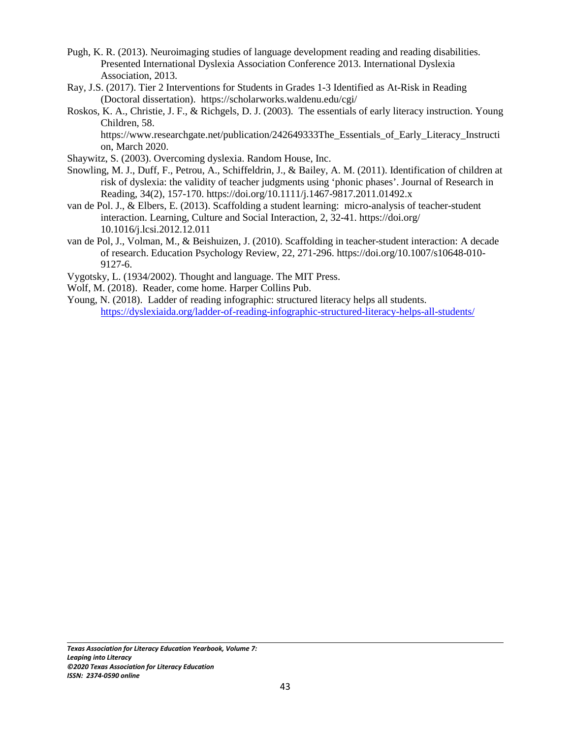Pugh, K. R. (2013). Neuroimaging studies of language development reading and reading disabilities. Presented International Dyslexia Association Conference 2013. International Dyslexia Association, 2013.

Ray, J.S. (2017). Tier 2 Interventions for Students in Grades 1-3 Identified as At-Risk in Reading (Doctoral dissertation). https://scholarworks.waldenu.edu/cgi/

Roskos, K. A., Christie, J. F., & Richgels, D. J. (2003). The essentials of early literacy instruction. Young Children, 58. https://www.researchgate.net/publication/242649333The_Essentials_of_Early_Literacy_Instruction, March 2020.

Shaywitz, S. (2003). Overcoming dyslexia. Random House, Inc.

Snowling, M. J., Duff, F., Petrou, A., Schiffeldrin, J., & Bailey, A. M. (2011). Identification of children at risk of dyslexia: the validity of teacher judgments using 'phonic phases'. Journal of Research in Reading, 34(2), 157-170. https://doi.org/10.1111/j.1467-9817.2011.01492.x

van de Pol. J., & Elbers, E. (2013). Scaffolding a student learning: micro-analysis of teacher-student interaction. Learning, Culture and Social Interaction, 2, 32-41. https://doi.org/ 10.1016/j.lcsi.2012.12.011

van de Pol, J., Volman, M., & Beishuizen, J. (2010). Scaffolding in teacher-student interaction: A decade of research. Education Psychology Review, 22, 271-296. https://doi.org/10.1007/s10648-010-9127-6.

Vygotsky, L. (1934/2002). Thought and language. The MIT Press.

Wolf, M. (2018). Reader, come home. Harper Collins Pub.

Young, N. (2018). Ladder of reading infographic: structured literacy helps all students. https://dyslexiaida.org/ladder-of-reading-infographic-structured-literacy-helps-all-students/